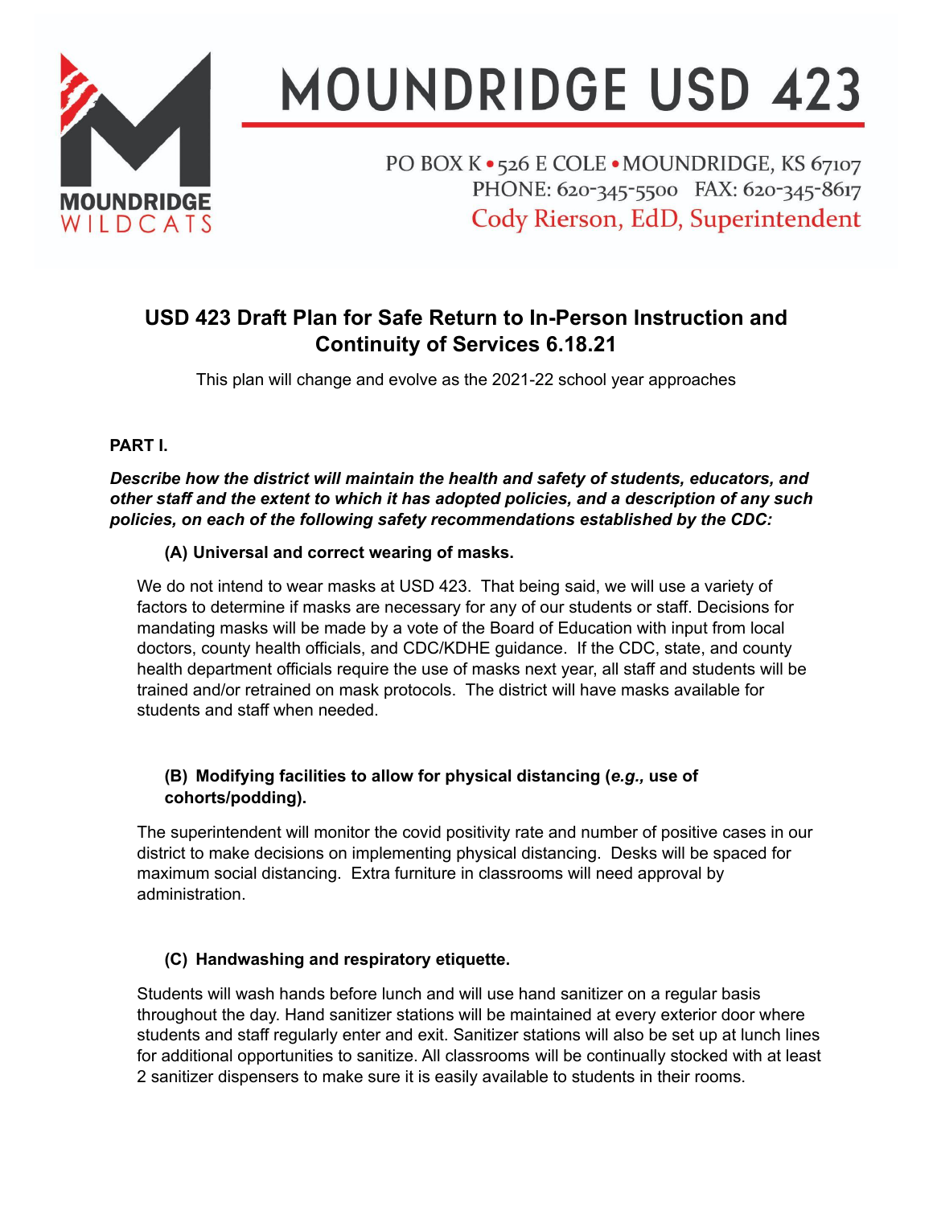# MOUNDRIDGE USD 423

PO BOX K • 526 E COLE • MOUNDRIDGE, KS 67107
PHONE: 620-345-5500 FAX: 620-345-8617
Cody Rierson, EdD, Superintendent

## USD 423 Draft Plan for Safe Return to In-Person Instruction and Continuity of Services 6.18.21

This plan will change and evolve as the 2021-22 school year approaches

### PART I.

***Describe how the district will maintain the health and safety of students, educators, and other staff and the extent to which it has adopted policies, and a description of any such policies, on each of the following safety recommendations established by the CDC:***

**(A) Universal and correct wearing of masks.**

We do not intend to wear masks at USD 423. That being said, we will use a variety of factors to determine if masks are necessary for any of our students or staff. Decisions for mandating masks will be made by a vote of the Board of Education with input from local doctors, county health officials, and CDC/KDHE guidance. If the CDC, state, and county health department officials require the use of masks next year, all staff and students will be trained and/or retrained on mask protocols. The district will have masks available for students and staff when needed.

**(B) Modifying facilities to allow for physical distancing (*e.g.,* use of cohorts/podding).**

The superintendent will monitor the covid positivity rate and number of positive cases in our district to make decisions on implementing physical distancing. Desks will be spaced for maximum social distancing. Extra furniture in classrooms will need approval by administration.

**(C) Handwashing and respiratory etiquette.**

Students will wash hands before lunch and will use hand sanitizer on a regular basis throughout the day. Hand sanitizer stations will be maintained at every exterior door where students and staff regularly enter and exit. Sanitizer stations will also be set up at lunch lines for additional opportunities to sanitize. All classrooms will be continually stocked with at least 2 sanitizer dispensers to make sure it is easily available to students in their rooms.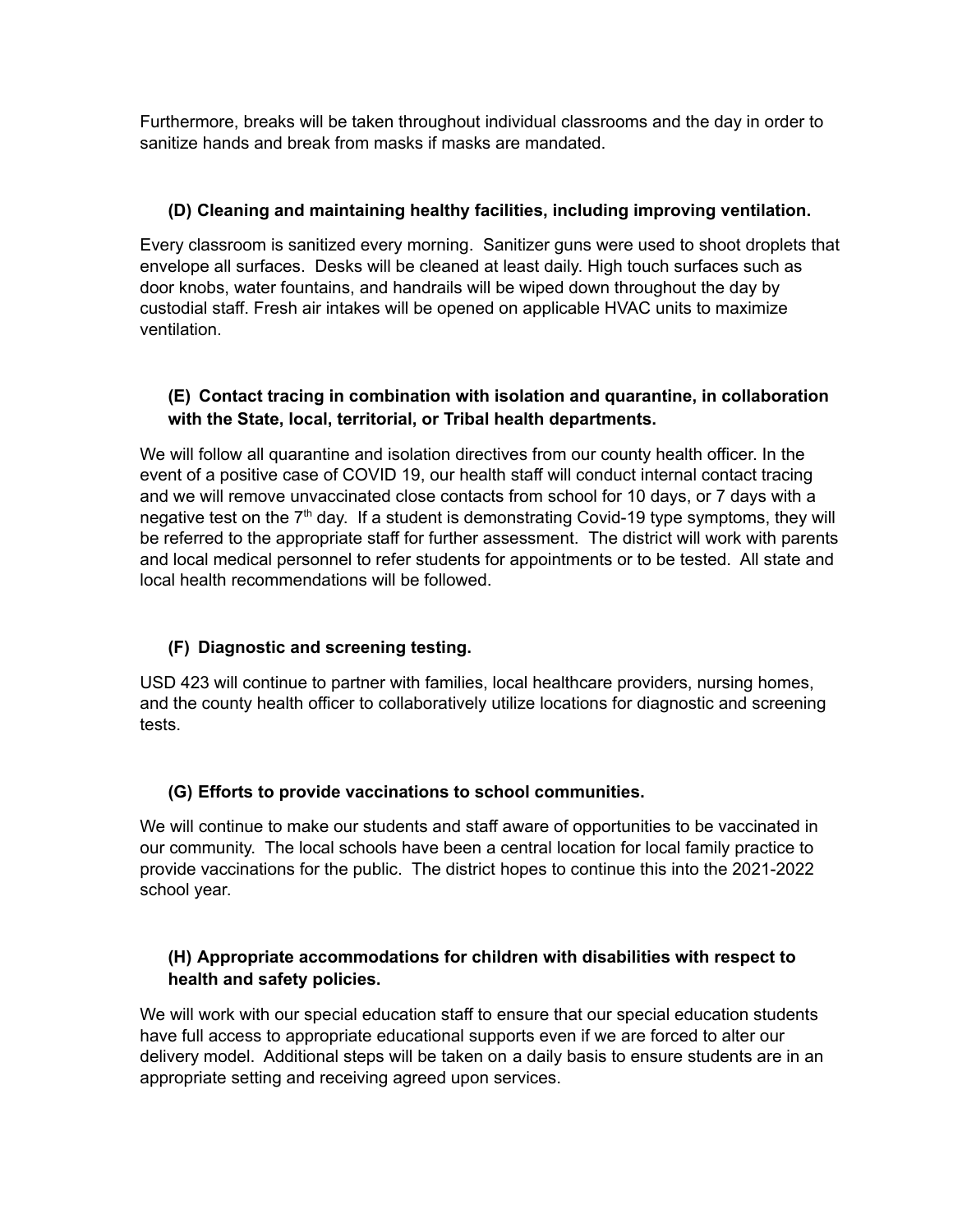Furthermore, breaks will be taken throughout individual classrooms and the day in order to sanitize hands and break from masks if masks are mandated.

### (D) Cleaning and maintaining healthy facilities, including improving ventilation.

Every classroom is sanitized every morning. Sanitizer guns were used to shoot droplets that envelope all surfaces. Desks will be cleaned at least daily. High touch surfaces such as door knobs, water fountains, and handrails will be wiped down throughout the day by custodial staff. Fresh air intakes will be opened on applicable HVAC units to maximize ventilation.

### (E) Contact tracing in combination with isolation and quarantine, in collaboration with the State, local, territorial, or Tribal health departments.

We will follow all quarantine and isolation directives from our county health officer. In the event of a positive case of COVID 19, our health staff will conduct internal contact tracing and we will remove unvaccinated close contacts from school for 10 days, or 7 days with a negative test on the 7th day. If a student is demonstrating Covid-19 type symptoms, they will be referred to the appropriate staff for further assessment. The district will work with parents and local medical personnel to refer students for appointments or to be tested. All state and local health recommendations will be followed.

### (F) Diagnostic and screening testing.

USD 423 will continue to partner with families, local healthcare providers, nursing homes, and the county health officer to collaboratively utilize locations for diagnostic and screening tests.

### (G) Efforts to provide vaccinations to school communities.

We will continue to make our students and staff aware of opportunities to be vaccinated in our community. The local schools have been a central location for local family practice to provide vaccinations for the public. The district hopes to continue this into the 2021-2022 school year.

### (H) Appropriate accommodations for children with disabilities with respect to health and safety policies.

We will work with our special education staff to ensure that our special education students have full access to appropriate educational supports even if we are forced to alter our delivery model. Additional steps will be taken on a daily basis to ensure students are in an appropriate setting and receiving agreed upon services.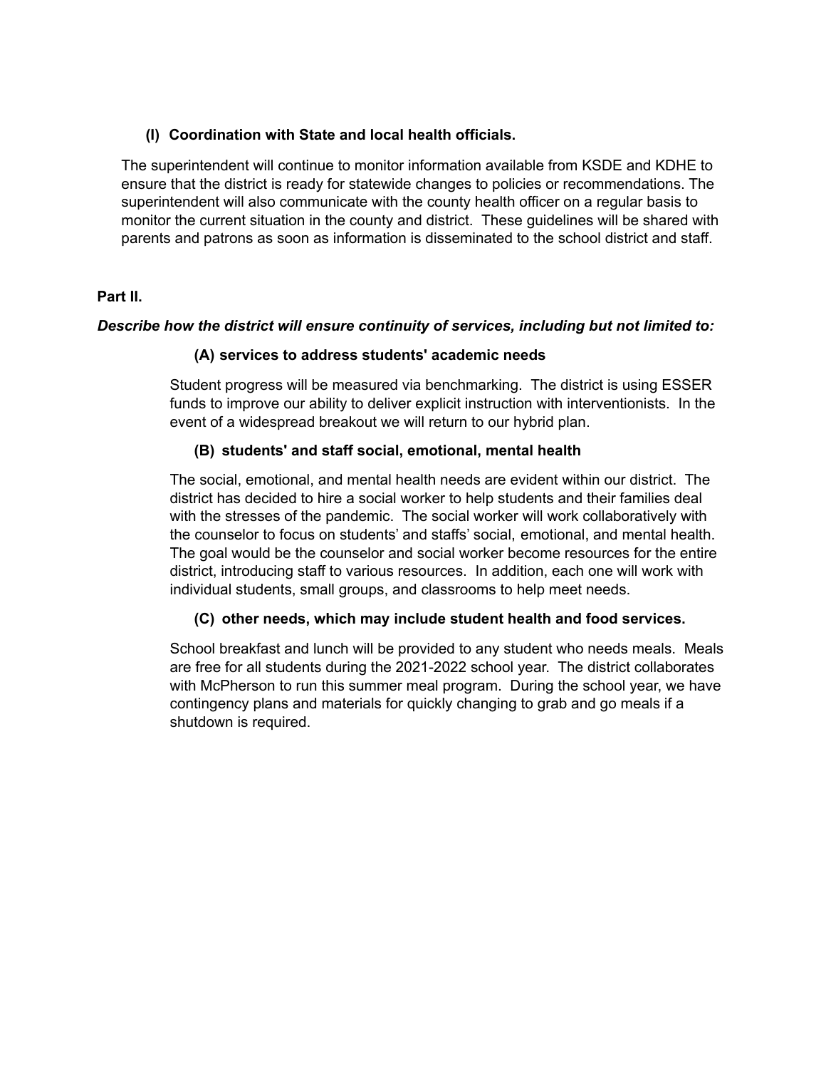### (I) Coordination with State and local health officials.

The superintendent will continue to monitor information available from KSDE and KDHE to ensure that the district is ready for statewide changes to policies or recommendations. The superintendent will also communicate with the county health officer on a regular basis to monitor the current situation in the county and district. These guidelines will be shared with parents and patrons as soon as information is disseminated to the school district and staff.

## Part II.

***Describe how the district will ensure continuity of services, including but not limited to:***

### (A) services to address students' academic needs

Student progress will be measured via benchmarking. The district is using ESSER funds to improve our ability to deliver explicit instruction with interventionists. In the event of a widespread breakout we will return to our hybrid plan.

### (B) students' and staff social, emotional, mental health

The social, emotional, and mental health needs are evident within our district. The district has decided to hire a social worker to help students and their families deal with the stresses of the pandemic. The social worker will work collaboratively with the counselor to focus on students' and staffs' social, emotional, and mental health. The goal would be the counselor and social worker become resources for the entire district, introducing staff to various resources. In addition, each one will work with individual students, small groups, and classrooms to help meet needs.

### (C) other needs, which may include student health and food services.

School breakfast and lunch will be provided to any student who needs meals. Meals are free for all students during the 2021-2022 school year. The district collaborates with McPherson to run this summer meal program. During the school year, we have contingency plans and materials for quickly changing to grab and go meals if a shutdown is required.